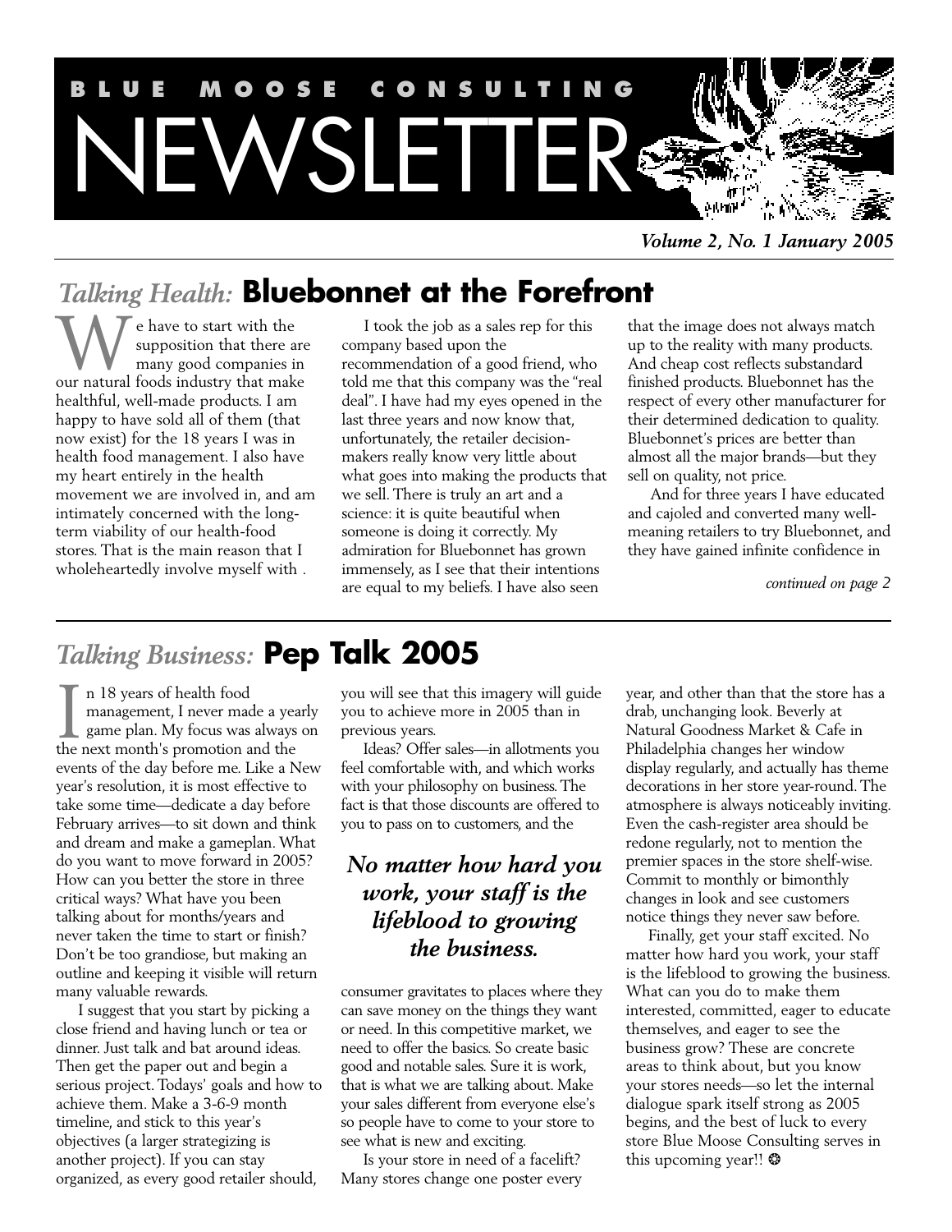# BLUE MOOSE CONSULTING NEWSLETTER

***Volume 2, No. 1 January 2005***

## *Talking Health:* Bluebonnet at the Forefront

We have to start with the supposition that there are many good companies in our natural foods industry that make healthful, well-made products. I am happy to have sold all of them (that now exist) for the 18 years I was in health food management. I also have my heart entirely in the health movement we are involved in, and am intimately concerned with the long-term viability of our health-food stores. That is the main reason that I wholeheartedly involve myself with .

I took the job as a sales rep for this company based upon the recommendation of a good friend, who told me that this company was the "real deal". I have had my eyes opened in the last three years and now know that, unfortunately, the retailer decision-makers really know very little about what goes into making the products that we sell. There is truly an art and a science: it is quite beautiful when someone is doing it correctly. My admiration for Bluebonnet has grown immensely, as I see that their intentions are equal to my beliefs. I have also seen that the image does not always match up to the reality with many products. And cheap cost reflects substandard finished products. Bluebonnet has the respect of every other manufacturer for their determined dedication to quality. Bluebonnet's prices are better than almost all the major brands—but they sell on quality, not price.

And for three years I have educated and cajoled and converted many well-meaning retailers to try Bluebonnet, and they have gained infinite confidence in

*continued on page 2*

## *Talking Business:* Pep Talk 2005

In 18 years of health food management, I never made a yearly game plan. My focus was always on the next month's promotion and the events of the day before me. Like a New year's resolution, it is most effective to take some time—dedicate a day before February arrives—to sit down and think and dream and make a gameplan. What do you want to move forward in 2005? How can you better the store in three critical ways? What have you been talking about for months/years and never taken the time to start or finish? Don't be too grandiose, but making an outline and keeping it visible will return many valuable rewards.

I suggest that you start by picking a close friend and having lunch or tea or dinner. Just talk and bat around ideas. Then get the paper out and begin a serious project. Todays' goals and how to achieve them. Make a 3-6-9 month timeline, and stick to this year's objectives (a larger strategizing is another project). If you can stay organized, as every good retailer should, you will see that this imagery will guide you to achieve more in 2005 than in previous years.

Ideas? Offer sales—in allotments you feel comfortable with, and which works with your philosophy on business. The fact is that those discounts are offered to you to pass on to customers, and the consumer gravitates to places where they can save money on the things they want or need. In this competitive market, we need to offer the basics. So create basic good and notable sales. Sure it is work, that is what we are talking about. Make your sales different from everyone else's so people have to come to your store to see what is new and exciting.

> ***No matter how hard you work, your staff is the lifeblood to growing the business.***

Is your store in need of a facelift? Many stores change one poster every year, and other than that the store has a drab, unchanging look. Beverly at Natural Goodness Market & Cafe in Philadelphia changes her window display regularly, and actually has theme decorations in her store year-round. The atmosphere is always noticeably inviting. Even the cash-register area should be redone regularly, not to mention the premier spaces in the store shelf-wise. Commit to monthly or bimonthly changes in look and see customers notice things they never saw before.

Finally, get your staff excited. No matter how hard you work, your staff is the lifeblood to growing the business. What can you do to make them interested, committed, eager to educate themselves, and eager to see the business grow? These are concrete areas to think about, but you know your stores needs—so let the internal dialogue spark itself strong as 2005 begins, and the best of luck to every store Blue Moose Consulting serves in this upcoming year!! ❂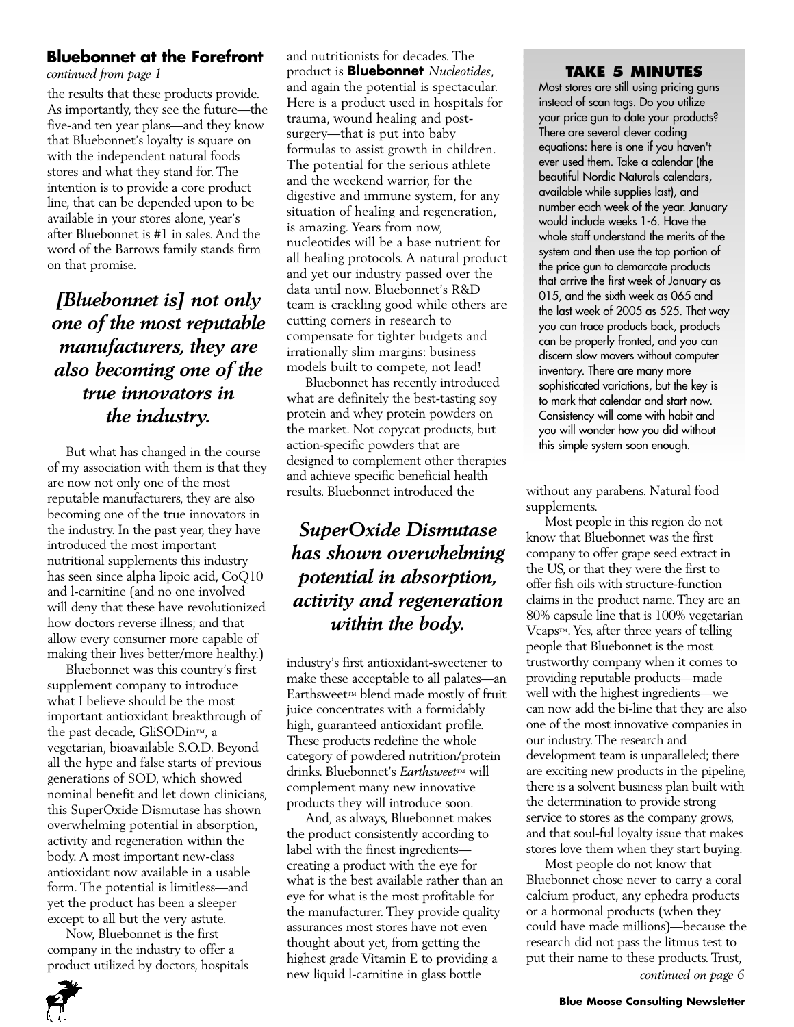## Bluebonnet at the Forefront

*continued from page 1*

the results that these products provide. As importantly, they see the future—the five-and ten year plans—and they know that Bluebonnet's loyalty is square on with the independent natural foods stores and what they stand for. The intention is to provide a core product line, that can be depended upon to be available in your stores alone, year's after Bluebonnet is #1 in sales. And the word of the Barrows family stands firm on that promise.

> ***[Bluebonnet is] not only one of the most reputable manufacturers, they are also becoming one of the true innovators in the industry.***

But what has changed in the course of my association with them is that they are now not only one of the most reputable manufacturers, they are also becoming one of the true innovators in the industry. In the past year, they have introduced the most important nutritional supplements this industry has seen since alpha lipoic acid, CoQ10 and l-carnitine (and no one involved will deny that these have revolutionized how doctors reverse illness; and that allow every consumer more capable of making their lives better/more healthy.)

Bluebonnet was this country's first supplement company to introduce what I believe should be the most important antioxidant breakthrough of the past decade, GliSODin™, a vegetarian, bioavailable S.O.D. Beyond all the hype and false starts of previous generations of SOD, which showed nominal benefit and let down clinicians, this SuperOxide Dismutase has shown overwhelming potential in absorption, activity and regeneration within the body. A most important new-class antioxidant now available in a usable form. The potential is limitless—and yet the product has been a sleeper except to all but the very astute.

Now, Bluebonnet is the first company in the industry to offer a product utilized by doctors, hospitals and nutritionists for decades. The product is **Bluebonnet** *Nucleotides*, and again the potential is spectacular. Here is a product used in hospitals for trauma, wound healing and post-surgery—that is put into baby formulas to assist growth in children. The potential for the serious athlete and the weekend warrior, for the digestive and immune system, for any situation of healing and regeneration, is amazing. Years from now, nucleotides will be a base nutrient for all healing protocols. A natural product and yet our industry passed over the data until now. Bluebonnet's R&D team is crackling good while others are cutting corners in research to compensate for tighter budgets and irrationally slim margins: business models built to compete, not lead!

Bluebonnet has recently introduced what are definitely the best-tasting soy protein and whey protein powders on the market. Not copycat products, but action-specific powders that are designed to complement other therapies and achieve specific beneficial health results. Bluebonnet introduced the industry's first antioxidant-sweetener to make these acceptable to all palates—an Earthsweet™ blend made mostly of fruit juice concentrates with a formidably high, guaranteed antioxidant profile. These products redefine the whole category of powdered nutrition/protein drinks. Bluebonnet's *Earthsweet*™ will complement many new innovative products they will introduce soon.

> ***SuperOxide Dismutase has shown overwhelming potential in absorption, activity and regeneration within the body.***

And, as always, Bluebonnet makes the product consistently according to label with the finest ingredients—creating a product with the eye for what is the best available rather than an eye for what is the most profitable for the manufacturer. They provide quality assurances most stores have not even thought about yet, from getting the highest grade Vitamin E to providing a new liquid l-carnitine in glass bottle without any parabens. Natural food supplements.

Most people in this region do not know that Bluebonnet was the first company to offer grape seed extract in the US, or that they were the first to offer fish oils with structure-function claims in the product name. They are an 80% capsule line that is 100% vegetarian Vcaps™. Yes, after three years of telling people that Bluebonnet is the most trustworthy company when it comes to providing reputable products—made well with the highest ingredients—we can now add the bi-line that they are also one of the most innovative companies in our industry. The research and development team is unparalleled; there are exciting new products in the pipeline, there is a solvent business plan built with the determination to provide strong service to stores as the company grows, and that soul-ful loyalty issue that makes stores love them when they start buying.

Most people do not know that Bluebonnet chose never to carry a coral calcium product, any ephedra products or a hormonal products (when they could have made millions)—because the research did not pass the litmus test to put their name to these products. Trust,

*continued on page 6*

### TAKE 5 MINUTES

Most stores are still using pricing guns instead of scan tags. Do you utilize your price gun to date your products? There are several clever coding equations: here is one if you haven't ever used them. Take a calendar (the beautiful Nordic Naturals calendars, available while supplies last), and number each week of the year. January would include weeks 1-6. Have the whole staff understand the merits of the system and then use the top portion of the price gun to demarcate products that arrive the first week of January as 015, and the sixth week as 065 and the last week of 2005 as 525. That way you can trace products back, products can be properly fronted, and you can discern slow movers without computer inventory. There are many more sophisticated variations, but the key is to mark that calendar and start now. Consistency will come with habit and you will wonder how you did without this simple system soon enough.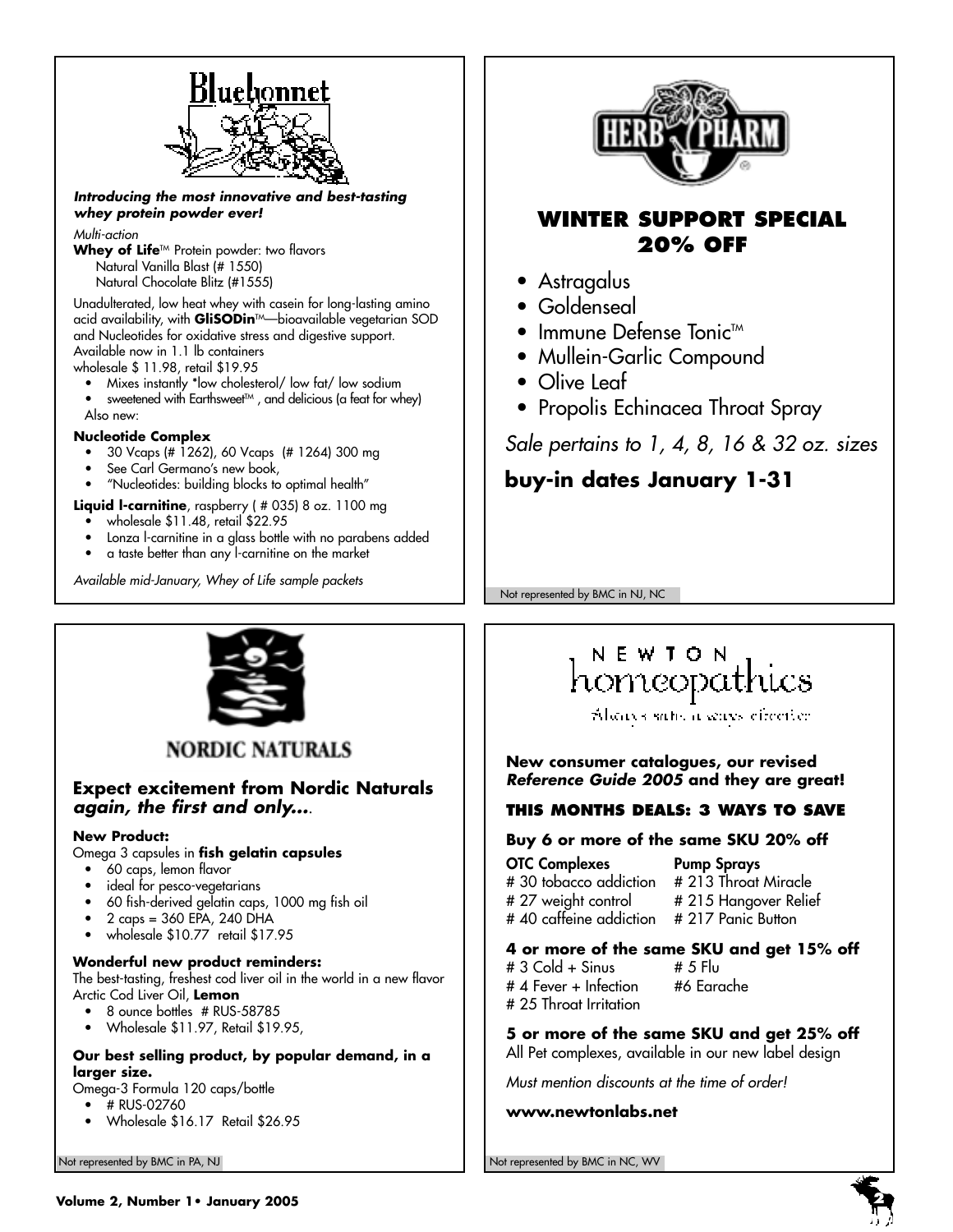## Bluebonnet

***Introducing the most innovative and best-tasting whey protein powder ever!***

*Multi-action*

**Whey of Life**™ Protein powder: two flavors
Natural Vanilla Blast (# 1550)
Natural Chocolate Blitz (#1555)

Unadulterated, low heat whey with casein for long-lasting amino acid availability, with **GliSODin**™—bioavailable vegetarian SOD and Nucleotides for oxidative stress and digestive support. Available now in 1.1 lb containers
wholesale $ 11.98, retail $19.95

- Mixes instantly *low cholesterol/ low fat/ low sodium
- sweetened with Earthsweet™ , and delicious (a feat for whey)

Also new:

**Nucleotide Complex**

- 30 Vcaps (# 1262), 60 Vcaps (# 1264) 300 mg
- See Carl Germano's new book,
- "Nucleotides: building blocks to optimal health"

**Liquid l-carnitine**, raspberry ( # 035) 8 oz. 1100 mg

- wholesale $11.48, retail $22.95
- Lonza l-carnitine in a glass bottle with no parabens added
- a taste better than any l-carnitine on the market

*Available mid-January, Whey of Life sample packets*

## HERB PHARM

## WINTER SUPPORT SPECIAL 20% OFF

- Astragalus
- Goldenseal
- Immune Defense Tonic™
- Mullein-Garlic Compound
- Olive Leaf
- Propolis Echinacea Throat Spray

*Sale pertains to 1, 4, 8, 16 & 32 oz. sizes*

**buy-in dates January 1-31**

Not represented by BMC in NJ, NC

## NORDIC NATURALS

### Expect excitement from Nordic Naturals *again, the first and only...*.

**New Product:**
Omega 3 capsules in **fish gelatin capsules**

- 60 caps, lemon flavor
- ideal for pesco-vegetarians
- 60 fish-derived gelatin caps, 1000 mg fish oil
- 2 caps = 360 EPA, 240 DHA
- wholesale $10.77 retail $17.95

**Wonderful new product reminders:**
The best-tasting, freshest cod liver oil in the world in a new flavor Arctic Cod Liver Oil, **Lemon**

- 8 ounce bottles # RUS-58785
- Wholesale $11.97, Retail $19.95,

**Our best selling product, by popular demand, in a larger size.**
Omega-3 Formula 120 caps/bottle

- # RUS-02760
- Wholesale $16.17 Retail $26.95

Not represented by BMC in PA, NJ

## NEWTON homeopathics

Always safe, always effective

**New consumer catalogues, our revised *Reference Guide 2005* and they are great!**

**THIS MONTHS DEALS: 3 WAYS TO SAVE**

**Buy 6 or more of the same SKU 20% off**

| OTC Complexes | Pump Sprays |
|---|---|
| # 30 tobacco addiction | # 213 Throat Miracle |
| # 27 weight control | # 215 Hangover Relief |
| # 40 caffeine addiction | # 217 Panic Button |

**4 or more of the same SKU and get 15% off**

| | |
|---|---|
| # 3 Cold + Sinus | # 5 Flu |
| # 4 Fever + Infection | #6 Earache |
| # 25 Throat Irritation | |

**5 or more of the same SKU and get 25% off**
All Pet complexes, available in our new label design

*Must mention discounts at the time of order!*

**www.newtonlabs.net**

Not represented by BMC in NC, WV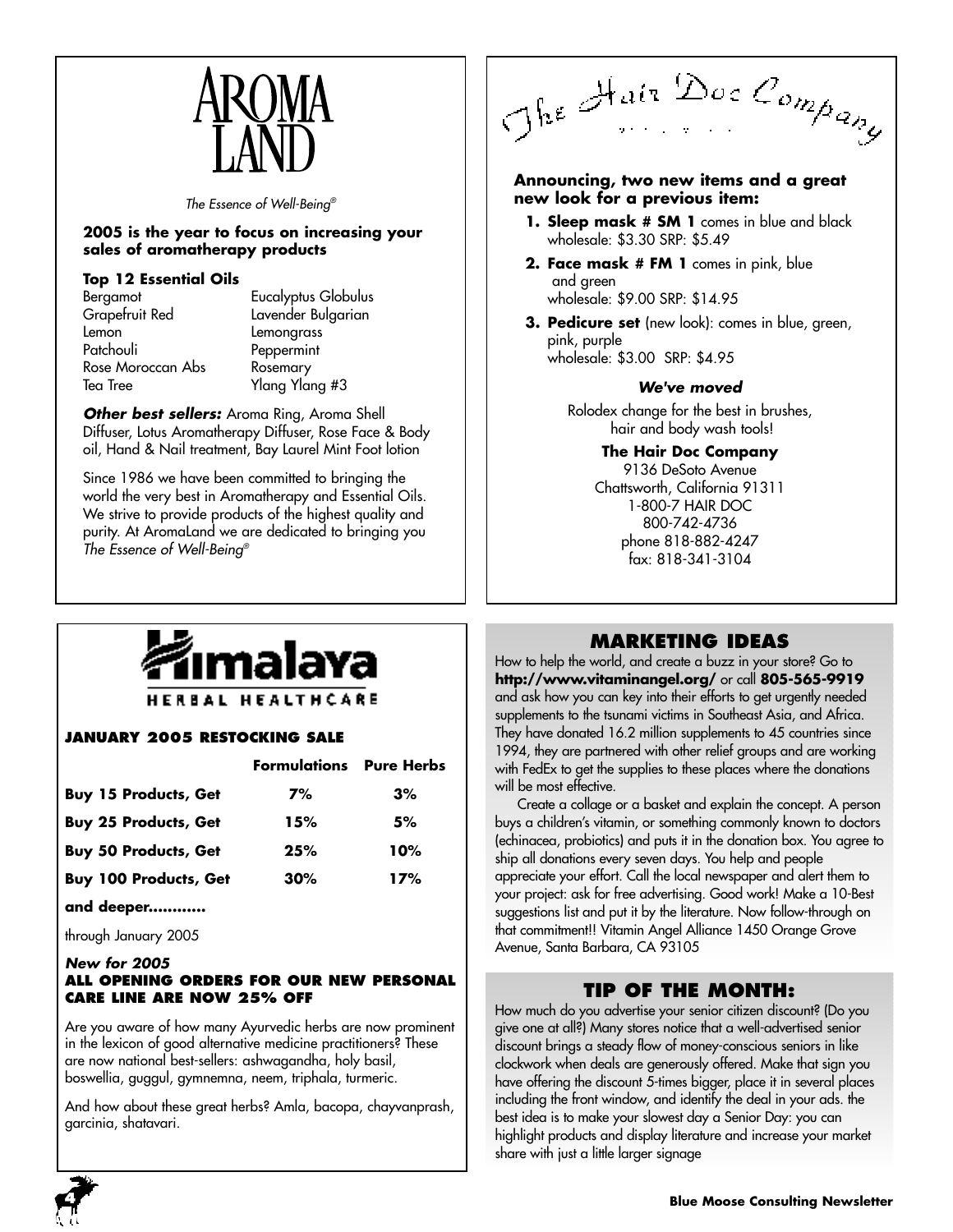# AROMA LAND

*The Essence of Well-Being®*

**2005 is the year to focus on increasing your sales of aromatherapy products**

**Top 12 Essential Oils**

| | |
|---|---|
| Bergamot | Eucalyptus Globulus |
| Grapefruit Red | Lavender Bulgarian |
| Lemon | Lemongrass |
| Patchouli | Peppermint |
| Rose Moroccan Abs | Rosemary |
| Tea Tree | Ylang Ylang #3 |

***Other best sellers:*** Aroma Ring, Aroma Shell Diffuser, Lotus Aromatherapy Diffuser, Rose Face & Body oil, Hand & Nail treatment, Bay Laurel Mint Foot lotion

Since 1986 we have been committed to bringing the world the very best in Aromatherapy and Essential Oils. We strive to provide products of the highest quality and purity. At AromaLand we are dedicated to bringing you *The Essence of Well-Being®*

# The Hair Doc Company

**Announcing, two new items and a great new look for a previous item:**

1. **Sleep mask # SM 1** comes in blue and black
   wholesale: $3.30 SRP: $5.49
2. **Face mask # FM 1** comes in pink, blue and green
   wholesale: $9.00 SRP: $14.95
3. **Pedicure set** (new look): comes in blue, green, pink, purple
   wholesale: $3.00 SRP: $4.95

***We've moved***

Rolodex change for the best in brushes, hair and body wash tools!

**The Hair Doc Company**
9136 DeSoto Avenue
Chattsworth, California 91311
1-800-7 HAIR DOC
800-742-4736
phone 818-882-4247
fax: 818-341-3104

# Himalaya

HERBAL HEALTHCARE

**JANUARY 2005 RESTOCKING SALE**

| | Formulations | Pure Herbs |
|---|---|---|
| **Buy 15 Products, Get** | **7%** | **3%** |
| **Buy 25 Products, Get** | **15%** | **5%** |
| **Buy 50 Products, Get** | **25%** | **10%** |
| **Buy 100 Products, Get** | **30%** | **17%** |

**and deeper............**

through January 2005

***New for 2005***
**ALL OPENING ORDERS FOR OUR NEW PERSONAL CARE LINE ARE NOW 25% OFF**

Are you aware of how many Ayurvedic herbs are now prominent in the lexicon of good alternative medicine practitioners? These are now national best-sellers: ashwagandha, holy basil, boswellia, guggul, gymnemna, neem, triphala, turmeric.

And how about these great herbs? Amla, bacopa, chayvanprash, garcinia, shatavari.

## MARKETING IDEAS

How to help the world, and create a buzz in your store? Go to **http://www.vitaminangel.org/** or call **805-565-9919** and ask how you can key into their efforts to get urgently needed supplements to the tsunami victims in Southeast Asia, and Africa. They have donated 16.2 million supplements to 45 countries since 1994, they are partnered with other relief groups and are working with FedEx to get the supplies to these places where the donations will be most effective.

Create a collage or a basket and explain the concept. A person buys a children's vitamin, or something commonly known to doctors (echinacea, probiotics) and puts it in the donation box. You agree to ship all donations every seven days. You help and people appreciate your effort. Call the local newspaper and alert them to your project: ask for free advertising. Good work! Make a 10-Best suggestions list and put it by the literature. Now follow-through on that commitment!! Vitamin Angel Alliance 1450 Orange Grove Avenue, Santa Barbara, CA 93105

## TIP OF THE MONTH:

How much do you advertise your senior citizen discount? (Do you give one at all?) Many stores notice that a well-advertised senior discount brings a steady flow of money-conscious seniors in like clockwork when deals are generously offered. Make that sign you have offering the discount 5-times bigger, place it in several places including the front window, and identify the deal in your ads. the best idea is to make your slowest day a Senior Day: you can highlight products and display literature and increase your market share with just a little larger signage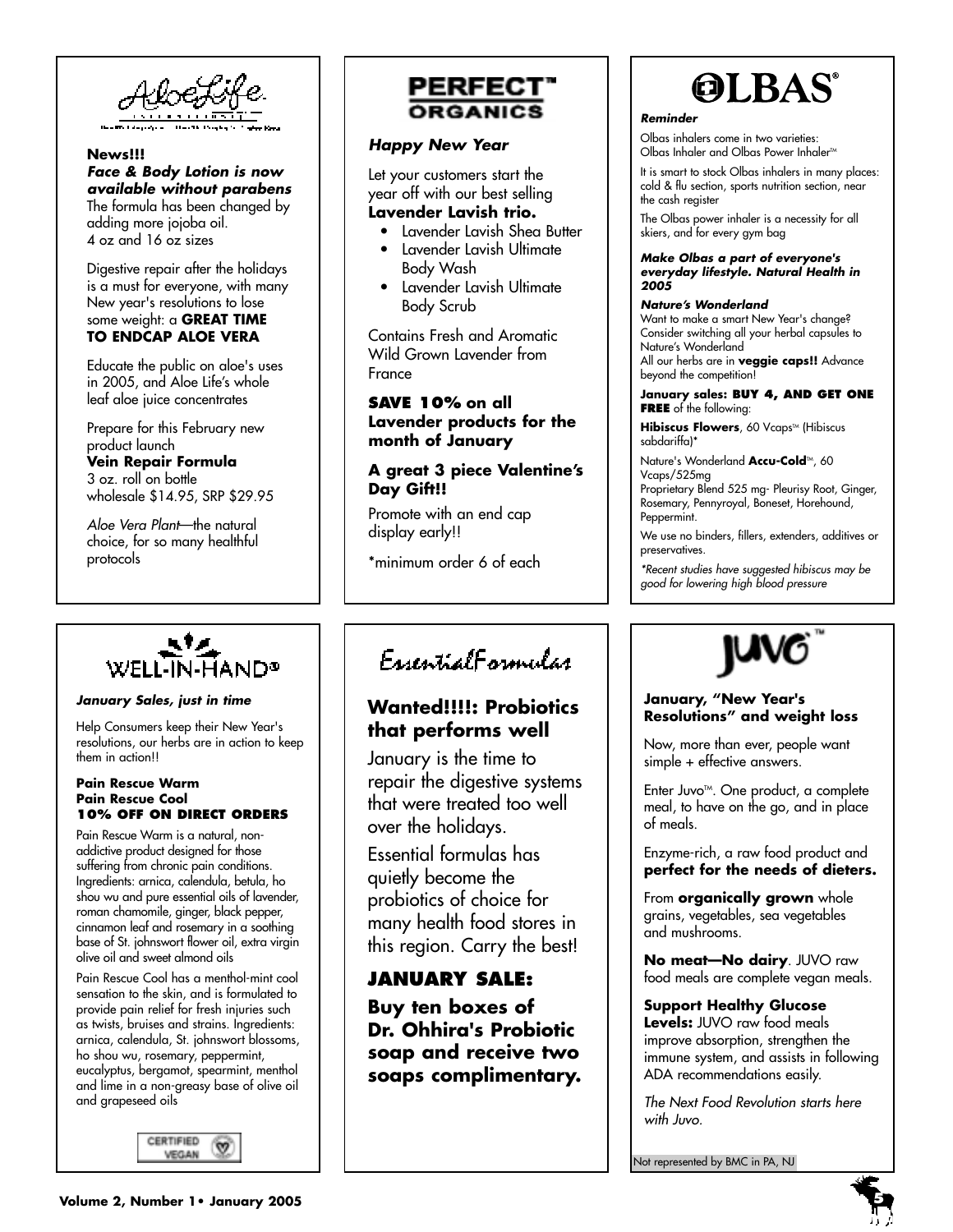## AloeLife

**News!!!**
***Face & Body Lotion is now available without parabens***
The formula has been changed by adding more jojoba oil.
4 oz and 16 oz sizes

Digestive repair after the holidays is a must for everyone, with many New year's resolutions to lose some weight: a **GREAT TIME TO ENDCAP ALOE VERA**

Educate the public on aloe's uses in 2005, and Aloe Life's whole leaf aloe juice concentrates

Prepare for this February new product launch
**Vein Repair Formula**
3 oz. roll on bottle
wholesale $14.95, SRP $29.95

*Aloe Vera Plant*—the natural choice, for so many healthful protocols

## PERFECT™ ORGANICS

***Happy New Year***

Let your customers start the year off with our best selling **Lavender Lavish trio.**

- Lavender Lavish Shea Butter
- Lavender Lavish Ultimate Body Wash
- Lavender Lavish Ultimate Body Scrub

Contains Fresh and Aromatic Wild Grown Lavender from France

**SAVE 10% on all Lavender products for the month of January**

**A great 3 piece Valentine's Day Gift!!**

Promote with an end cap display early!!

*minimum order 6 of each

## OLBAS®

***Reminder***

Olbas inhalers come in two varieties: Olbas Inhaler and Olbas Power Inhaler™

It is smart to stock Olbas inhalers in many places: cold & flu section, sports nutrition section, near the cash register

The Olbas power inhaler is a necessity for all skiers, and for every gym bag

***Make Olbas a part of everyone's everyday lifestyle. Natural Health in 2005***

***Nature's Wonderland***
Want to make a smart New Year's change? Consider switching all your herbal capsules to Nature's Wonderland
All our herbs are in **veggie caps!!** Advance beyond the competition!

**January sales: BUY 4, AND GET ONE FREE** of the following:

**Hibiscus Flowers**, 60 Vcaps™ (Hibiscus sabdariffa)*

Nature's Wonderland **Accu-Cold**™, 60 Vcaps/525mg
Proprietary Blend 525 mg- Pleurisy Root, Ginger, Rosemary, Pennyroyal, Boneset, Horehound, Peppermint.

We use no binders, fillers, extenders, additives or preservatives.

*\*Recent studies have suggested hibiscus may be good for lowering high blood pressure*

## WELL-IN-HAND®

***January Sales, just in time***

Help Consumers keep their New Year's resolutions, our herbs are in action to keep them in action!!

**Pain Rescue Warm**
**Pain Rescue Cool**
**10% OFF ON DIRECT ORDERS**

Pain Rescue Warm is a natural, non-addictive product designed for those suffering from chronic pain conditions. Ingredients: arnica, calendula, betula, ho shou wu and pure essential oils of lavender, roman chamomile, ginger, black pepper, cinnamon leaf and rosemary in a soothing base of St. johnswort flower oil, extra virgin olive oil and sweet almond oils

Pain Rescue Cool has a menthol-mint cool sensation to the skin, and is formulated to provide pain relief for fresh injuries such as twists, bruises and strains. Ingredients: arnica, calendula, St. johnswort blossoms, ho shou wu, rosemary, peppermint, eucalyptus, bergamot, spearmint, menthol and lime in a non-greasy base of olive oil and grapeseed oils

CERTIFIED VEGAN

## EssentialFormulas

### Wanted!!!!: Probiotics that performs well

January is the time to repair the digestive systems that were treated too well over the holidays.

Essential formulas has quietly become the probiotics of choice for many health food stores in this region. Carry the best!

### JANUARY SALE:

**Buy ten boxes of Dr. Ohhira's Probiotic soap and receive two soaps complimentary.**

## JUVO™

**January, "New Year's Resolutions" and weight loss**

Now, more than ever, people want simple + effective answers.

Enter Juvo™. One product, a complete meal, to have on the go, and in place of meals.

Enzyme-rich, a raw food product and **perfect for the needs of dieters.**

From **organically grown** whole grains, vegetables, sea vegetables and mushrooms.

**No meat—No dairy**. JUVO raw food meals are complete vegan meals.

**Support Healthy Glucose Levels:** JUVO raw food meals improve absorption, strengthen the immune system, and assists in following ADA recommendations easily.

*The Next Food Revolution starts here with Juvo.*

Not represented by BMC in PA, NJ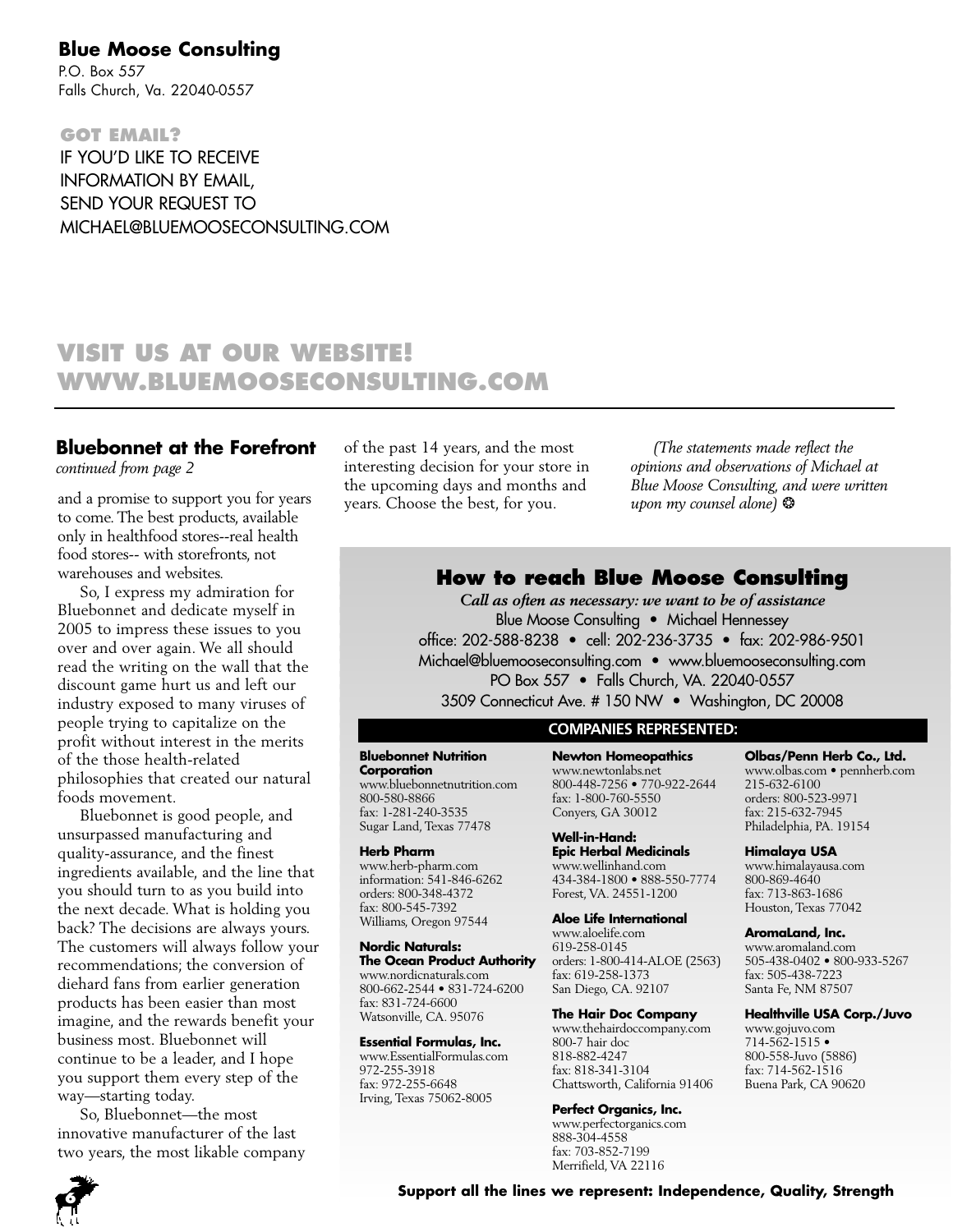**Blue Moose Consulting**
P.O. Box 557
Falls Church, Va. 22040-0557

**GOT EMAIL?**
IF YOU'D LIKE TO RECEIVE INFORMATION BY EMAIL, SEND YOUR REQUEST TO MICHAEL@BLUEMOOSECONSULTING.COM

## VISIT US AT OUR WEBSITE! WWW.BLUEMOOSECONSULTING.COM

---

### Bluebonnet at the Forefront

*continued from page 2*

and a promise to support you for years to come. The best products, available only in healthfood stores--real health food stores-- with storefronts, not warehouses and websites.

So, I express my admiration for Bluebonnet and dedicate myself in 2005 to impress these issues to you over and over again. We all should read the writing on the wall that the discount game hurt us and left our industry exposed to many viruses of people trying to capitalize on the profit without interest in the merits of the those health-related philosophies that created our natural foods movement.

Bluebonnet is good people, and unsurpassed manufacturing and quality-assurance, and the finest ingredients available, and the line that you should turn to as you build into the next decade. What is holding you back? The decisions are always yours. The customers will always follow your recommendations; the conversion of diehard fans from earlier generation products has been easier than most imagine, and the rewards benefit your business most. Bluebonnet will continue to be a leader, and I hope you support them every step of the way—starting today.

So, Bluebonnet—the most innovative manufacturer of the last two years, the most likable company of the past 14 years, and the most interesting decision for your store in the upcoming days and months and years. Choose the best, for you.

*(The statements made reflect the opinions and observations of Michael at Blue Moose Consulting, and were written upon my counsel alone)* ❂

## How to reach Blue Moose Consulting

*Call as often as necessary: we want to be of assistance*
Blue Moose Consulting • Michael Hennessey
office: 202-588-8238 • cell: 202-236-3735 • fax: 202-986-9501
Michael@bluemooseconsulting.com • www.bluemooseconsulting.com
PO Box 557 • Falls Church, VA. 22040-0557
3509 Connecticut Ave. # 150 NW • Washington, DC 20008

### COMPANIES REPRESENTED:

**Bluebonnet Nutrition Corporation**
www.bluebonnetnutrition.com
800-580-8866
fax: 1-281-240-3535
Sugar Land, Texas 77478

**Herb Pharm**
www.herb-pharm.com
information: 541-846-6262
orders: 800-348-4372
fax: 800-545-7392
Williams, Oregon 97544

**Nordic Naturals: The Ocean Product Authority**
www.nordicnaturals.com
800-662-2544 • 831-724-6200
fax: 831-724-6600
Watsonville, CA. 95076

**Essential Formulas, Inc.**
www.EssentialFormulas.com
972-255-3918
fax: 972-255-6648
Irving, Texas 75062-8005

**Newton Homeopathics**
www.newtonlabs.net
800-448-7256 • 770-922-2644
fax: 1-800-760-5550
Conyers, GA 30012

**Well-in-Hand: Epic Herbal Medicinals**
www.wellinhand.com
434-384-1800 • 888-550-7774
Forest, VA. 24551-1200

**Aloe Life International**
www.aloelife.com
619-258-0145
orders: 1-800-414-ALOE (2563)
fax: 619-258-1373
San Diego, CA. 92107

**The Hair Doc Company**
www.thehairdoccompany.com
800-7 hair doc
818-882-4247
fax: 818-341-3104
Chattsworth, California 91406

**Perfect Organics, Inc.**
www.perfectorganics.com
888-304-4558
fax: 703-852-7199
Merrifield, VA 22116

**Olbas/Penn Herb Co., Ltd.**
www.olbas.com • pennherb.com
215-632-6100
orders: 800-523-9971
fax: 215-632-7945
Philadelphia, PA. 19154

**Himalaya USA**
www.himalayausa.com
800-869-4640
fax: 713-863-1686
Houston, Texas 77042

**AromaLand, Inc.**
www.aromaland.com
505-438-0402 • 800-933-5267
fax: 505-438-7223
Santa Fe, NM 87507

**Healthville USA Corp./Juvo**
www.gojuvo.com
714-562-1515 •
800-558-Juvo (5886)
fax: 714-562-1516
Buena Park, CA 90620

**Support all the lines we represent: Independence, Quality, Strength**